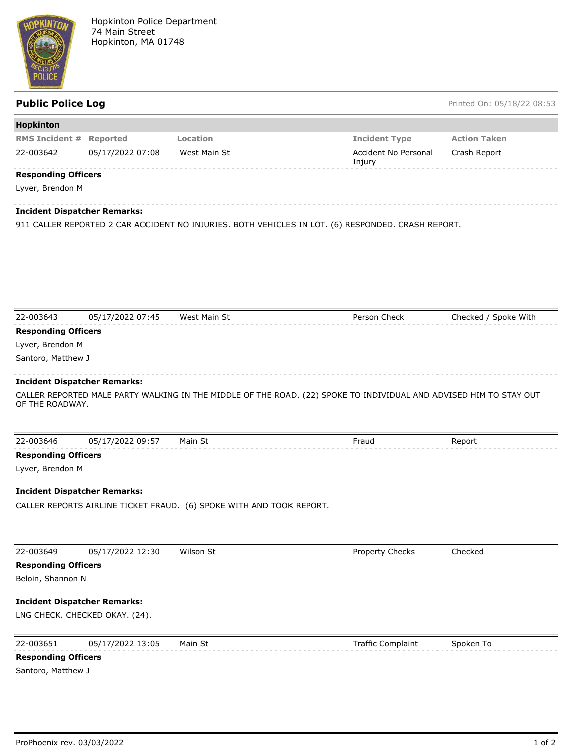Hopkinton Police Department
74 Main Street
Hopkinton, MA 01748

## Public Police Log

Printed On: 05/18/22 08:53

### Hopkinton

| RMS Incident # | Reported | Location | Incident Type | Action Taken |
|---|---|---|---|---|
| 22-003642 | 05/17/2022 07:08 | West Main St | Accident No Personal Injury | Crash Report |

**Responding Officers**

Lyver, Brendon M

**Incident Dispatcher Remarks:**

911 CALLER REPORTED 2 CAR ACCIDENT NO INJURIES. BOTH VEHICLES IN LOT. (6) RESPONDED. CRASH REPORT.

| RMS Incident # | Reported | Location | Incident Type | Action Taken |
|---|---|---|---|---|
| 22-003643 | 05/17/2022 07:45 | West Main St | Person Check | Checked / Spoke With |

**Responding Officers**

Lyver, Brendon M

Santoro, Matthew J

**Incident Dispatcher Remarks:**

CALLER REPORTED MALE PARTY WALKING IN THE MIDDLE OF THE ROAD. (22) SPOKE TO INDIVIDUAL AND ADVISED HIM TO STAY OUT OF THE ROADWAY.

| RMS Incident # | Reported | Location | Incident Type | Action Taken |
|---|---|---|---|---|
| 22-003646 | 05/17/2022 09:57 | Main St | Fraud | Report |

**Responding Officers**

Lyver, Brendon M

**Incident Dispatcher Remarks:**

CALLER REPORTS AIRLINE TICKET FRAUD. (6) SPOKE WITH AND TOOK REPORT.

| RMS Incident # | Reported | Location | Incident Type | Action Taken |
|---|---|---|---|---|
| 22-003649 | 05/17/2022 12:30 | Wilson St | Property Checks | Checked |

**Responding Officers**

Beloin, Shannon N

**Incident Dispatcher Remarks:**

LNG CHECK. CHECKED OKAY. (24).

| RMS Incident # | Reported | Location | Incident Type | Action Taken |
|---|---|---|---|---|
| 22-003651 | 05/17/2022 13:05 | Main St | Traffic Complaint | Spoken To |

**Responding Officers**

Santoro, Matthew J

ProPhoenix rev. 03/03/2022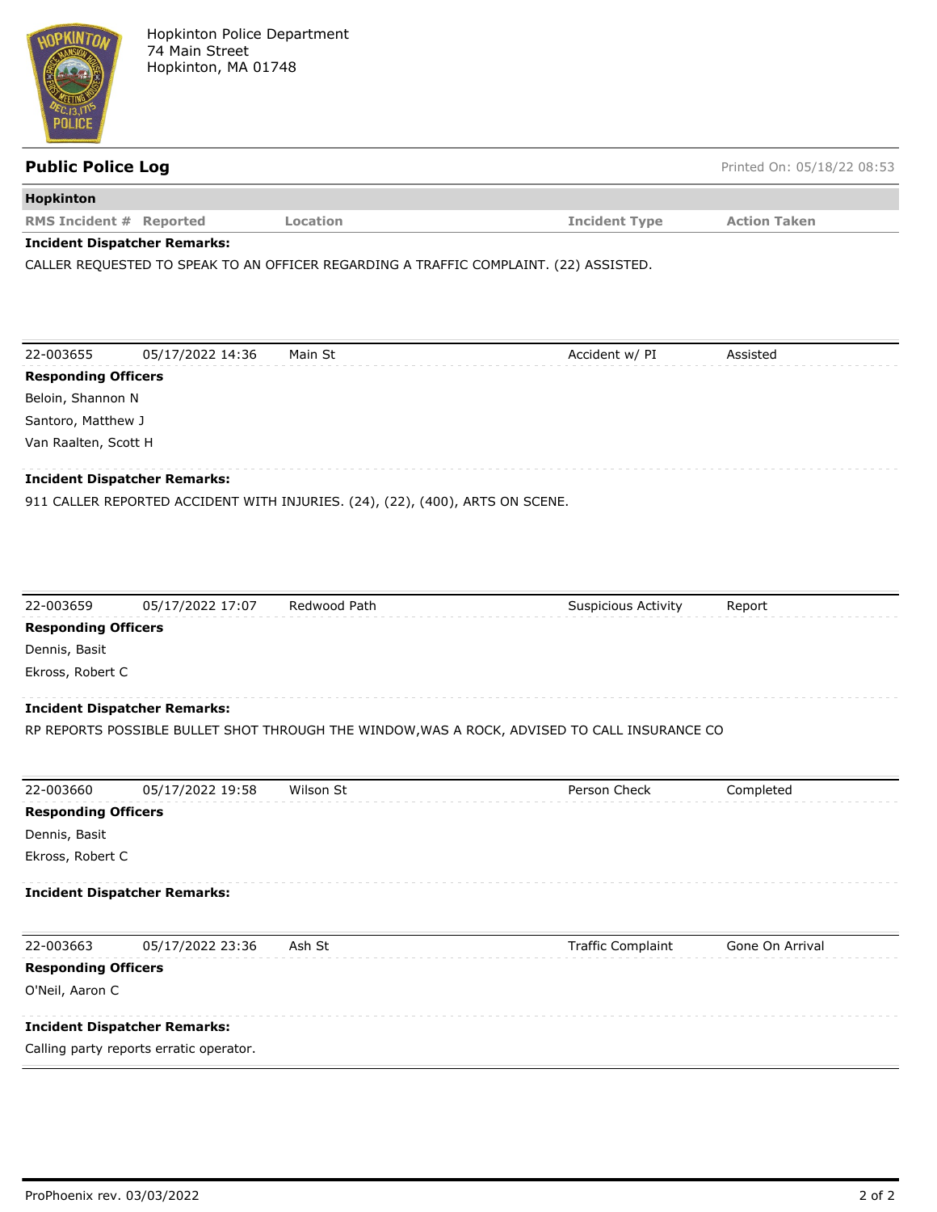Hopkinton Police Department
74 Main Street
Hopkinton, MA 01748

## Public Police Log

Printed On: 05/18/22 08:53

**Hopkinton**

| RMS Incident # | Reported | Location | Incident Type | Action Taken |
|---|---|---|---|---|

**Incident Dispatcher Remarks:**

CALLER REQUESTED TO SPEAK TO AN OFFICER REGARDING A TRAFFIC COMPLAINT. (22) ASSISTED.

| RMS Incident # | Reported | Location | Incident Type | Action Taken |
|---|---|---|---|---|
| 22-003655 | 05/17/2022 14:36 | Main St | Accident w/ PI | Assisted |

**Responding Officers**

Beloin, Shannon N

Santoro, Matthew J

Van Raalten, Scott H

**Incident Dispatcher Remarks:**

911 CALLER REPORTED ACCIDENT WITH INJURIES. (24), (22), (400), ARTS ON SCENE.

| RMS Incident # | Reported | Location | Incident Type | Action Taken |
|---|---|---|---|---|
| 22-003659 | 05/17/2022 17:07 | Redwood Path | Suspicious Activity | Report |

**Responding Officers**

Dennis, Basit

Ekross, Robert C

**Incident Dispatcher Remarks:**

RP REPORTS POSSIBLE BULLET SHOT THROUGH THE WINDOW,WAS A ROCK, ADVISED TO CALL INSURANCE CO

| RMS Incident # | Reported | Location | Incident Type | Action Taken |
|---|---|---|---|---|
| 22-003660 | 05/17/2022 19:58 | Wilson St | Person Check | Completed |

**Responding Officers**

Dennis, Basit

Ekross, Robert C

**Incident Dispatcher Remarks:**

| RMS Incident # | Reported | Location | Incident Type | Action Taken |
|---|---|---|---|---|
| 22-003663 | 05/17/2022 23:36 | Ash St | Traffic Complaint | Gone On Arrival |

**Responding Officers**

O'Neil, Aaron C

**Incident Dispatcher Remarks:**

Calling party reports erratic operator.

ProPhoenix rev. 03/03/2022